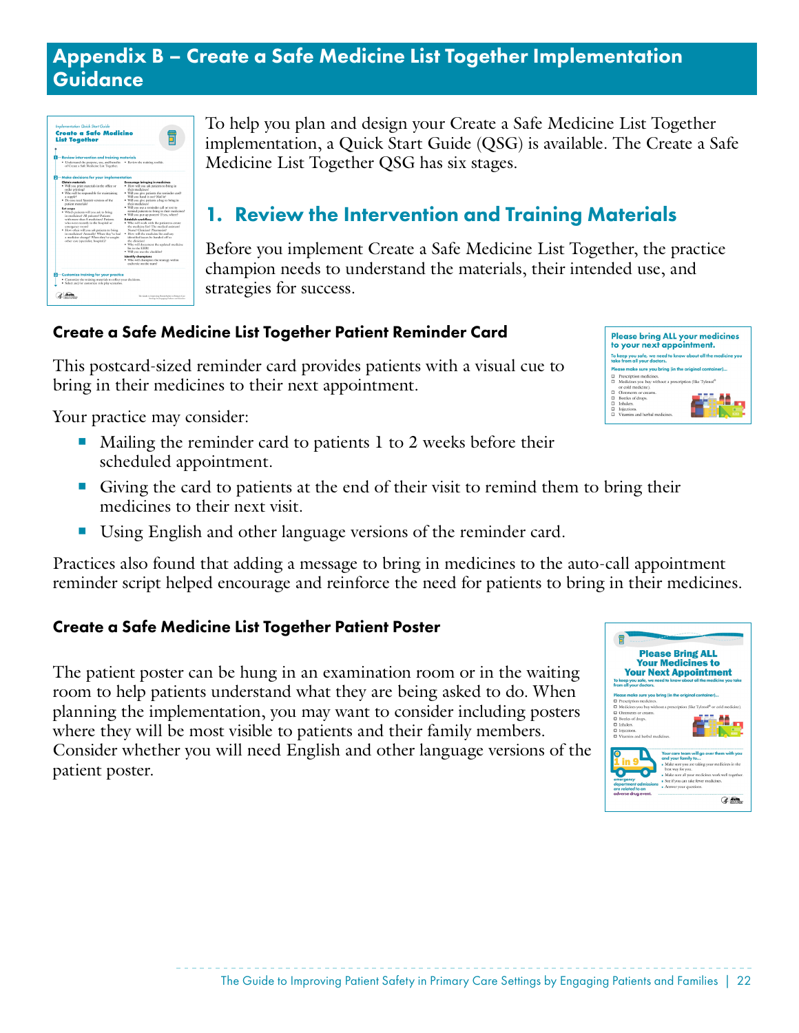# Appendix B – Create a Safe Medicine List Together Implementation Guidance

To help you plan and design your Create a Safe Medicine List Together implementation, a Quick Start Guide (QSG) is available. The Create a Safe Medicine List Together QSG has six stages.

## 1. Review the Intervention and Training Materials

Before you implement Create a Safe Medicine List Together, the practice champion needs to understand the materials, their intended use, and strategies for success.

### Create a Safe Medicine List Together Patient Reminder Card

This postcard-sized reminder card provides patients with a visual cue to bring in their medicines to their next appointment.

Your practice may consider:

- Mailing the reminder card to patients 1 to 2 weeks before their scheduled appointment.
- Giving the card to patients at the end of their visit to remind them to bring their medicines to their next visit.
- Using English and other language versions of the reminder card.

Practices also found that adding a message to bring in medicines to the auto-call appointment reminder script helped encourage and reinforce the need for patients to bring in their medicines.

### Create a Safe Medicine List Together Patient Poster

The patient poster can be hung in an examination room or in the waiting room to help patients understand what they are being asked to do. When planning the implementation, you may want to consider including posters where they will be most visible to patients and their family members. Consider whether you will need English and other language versions of the patient poster.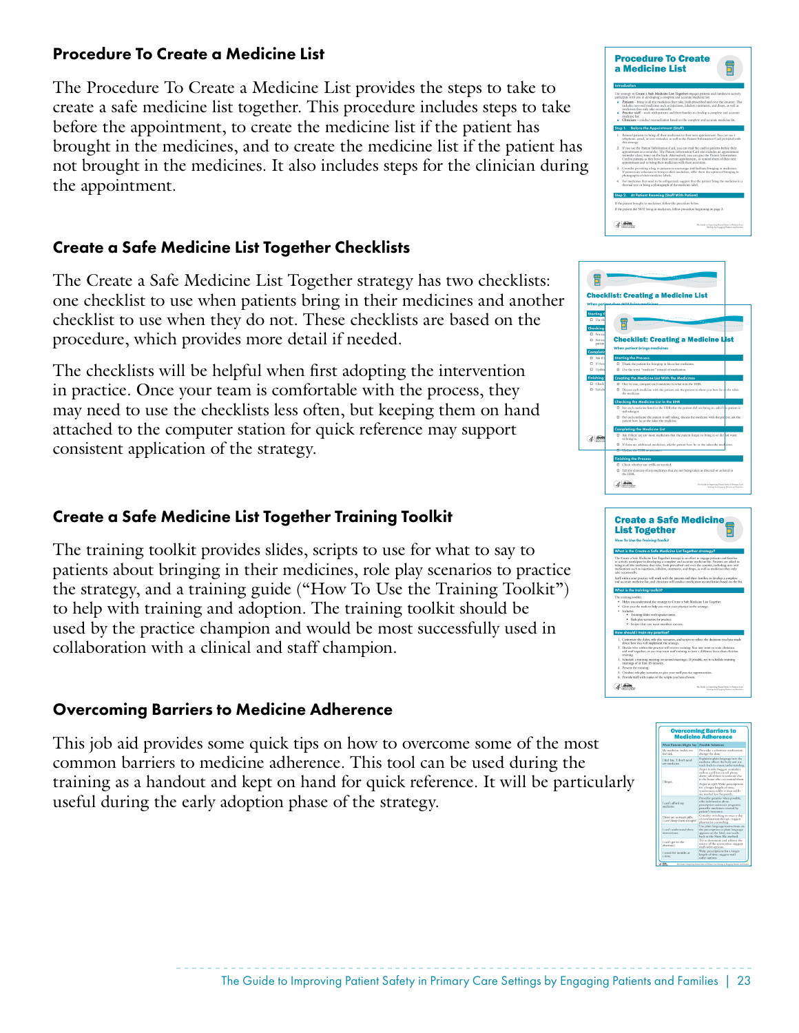### Procedure To Create a Medicine List

The Procedure To Create a Medicine List provides the steps to take to create a safe medicine list together. This procedure includes steps to take before the appointment, to create the medicine list if the patient has brought in the medicines, and to create the medicine list if the patient has not brought in the medicines. It also includes steps for the clinician during the appointment.

### Create a Safe Medicine List Together Checklists

The Create a Safe Medicine List Together strategy has two checklists: one checklist to use when patients bring in their medicines and another checklist to use when they do not. These checklists are based on the procedure, which provides more detail if needed.

The checklists will be helpful when first adopting the intervention in practice. Once your team is comfortable with the process, they may need to use the checklists less often, but keeping them on hand attached to the computer station for quick reference may support consistent application of the strategy.

### Create a Safe Medicine List Together Training Toolkit

The training toolkit provides slides, scripts to use for what to say to patients about bringing in their medicines, role play scenarios to practice the strategy, and a training guide ("How To Use the Training Toolkit") to help with training and adoption. The training toolkit should be used by the practice champion and would be most successfully used in collaboration with a clinical and staff champion.

### Overcoming Barriers to Medicine Adherence

This job aid provides some quick tips on how to overcome some of the most common barriers to medicine adherence. This tool can be used during the training as a handout and kept on hand for quick reference. It will be particularly useful during the early adoption phase of the strategy.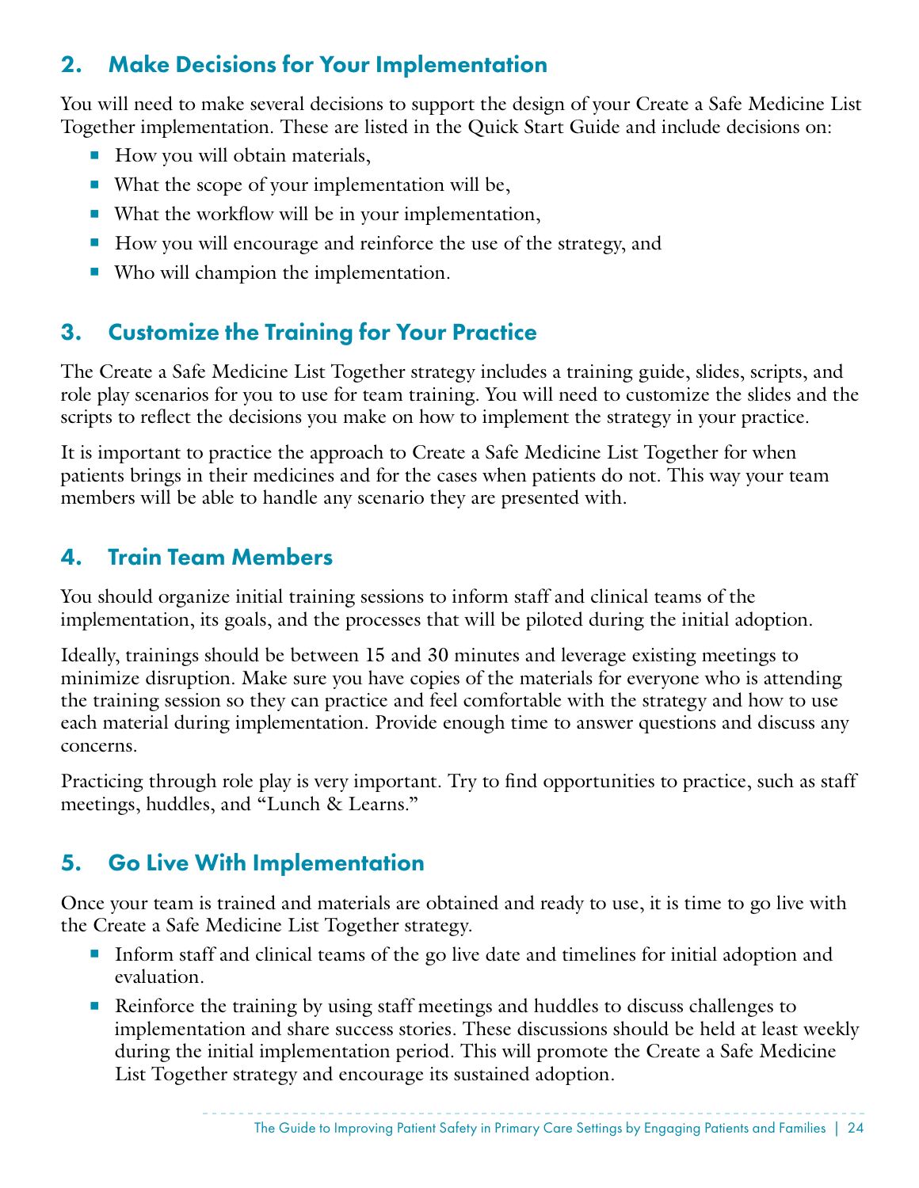## 2. Make Decisions for Your Implementation

You will need to make several decisions to support the design of your Create a Safe Medicine List Together implementation. These are listed in the Quick Start Guide and include decisions on:

- How you will obtain materials,
- What the scope of your implementation will be,
- What the workflow will be in your implementation,
- How you will encourage and reinforce the use of the strategy, and
- Who will champion the implementation.

## 3. Customize the Training for Your Practice

The Create a Safe Medicine List Together strategy includes a training guide, slides, scripts, and role play scenarios for you to use for team training. You will need to customize the slides and the scripts to reflect the decisions you make on how to implement the strategy in your practice.

It is important to practice the approach to Create a Safe Medicine List Together for when patients brings in their medicines and for the cases when patients do not. This way your team members will be able to handle any scenario they are presented with.

## 4. Train Team Members

You should organize initial training sessions to inform staff and clinical teams of the implementation, its goals, and the processes that will be piloted during the initial adoption.

Ideally, trainings should be between 15 and 30 minutes and leverage existing meetings to minimize disruption. Make sure you have copies of the materials for everyone who is attending the training session so they can practice and feel comfortable with the strategy and how to use each material during implementation. Provide enough time to answer questions and discuss any concerns.

Practicing through role play is very important. Try to find opportunities to practice, such as staff meetings, huddles, and "Lunch & Learns."

## 5. Go Live With Implementation

Once your team is trained and materials are obtained and ready to use, it is time to go live with the Create a Safe Medicine List Together strategy.

- Inform staff and clinical teams of the go live date and timelines for initial adoption and evaluation.
- Reinforce the training by using staff meetings and huddles to discuss challenges to implementation and share success stories. These discussions should be held at least weekly during the initial implementation period. This will promote the Create a Safe Medicine List Together strategy and encourage its sustained adoption.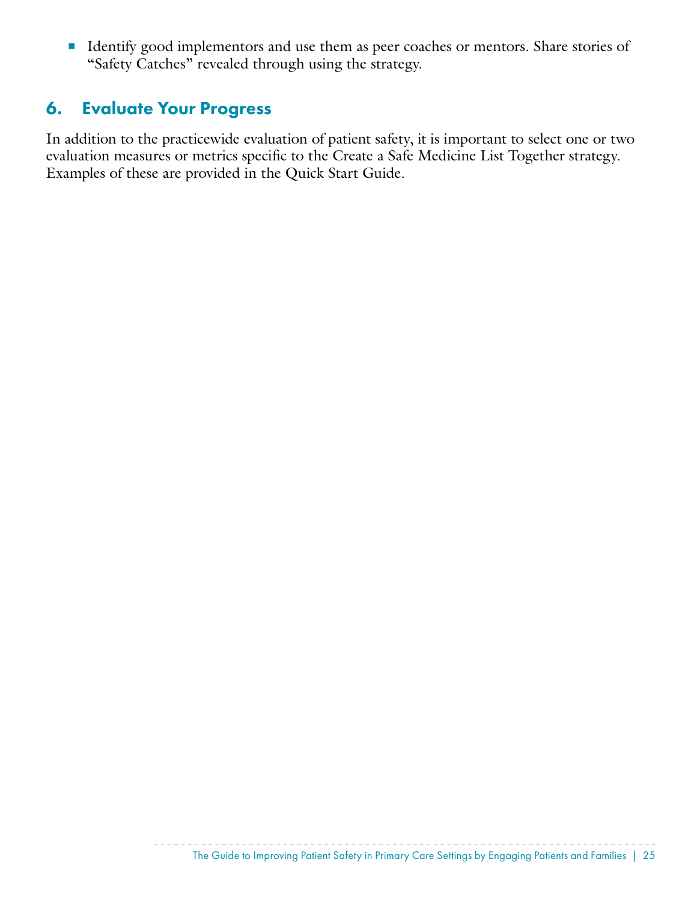- Identify good implementors and use them as peer coaches or mentors. Share stories of "Safety Catches" revealed through using the strategy.

## 6. Evaluate Your Progress

In addition to the practicewide evaluation of patient safety, it is important to select one or two evaluation measures or metrics specific to the Create a Safe Medicine List Together strategy. Examples of these are provided in the Quick Start Guide.